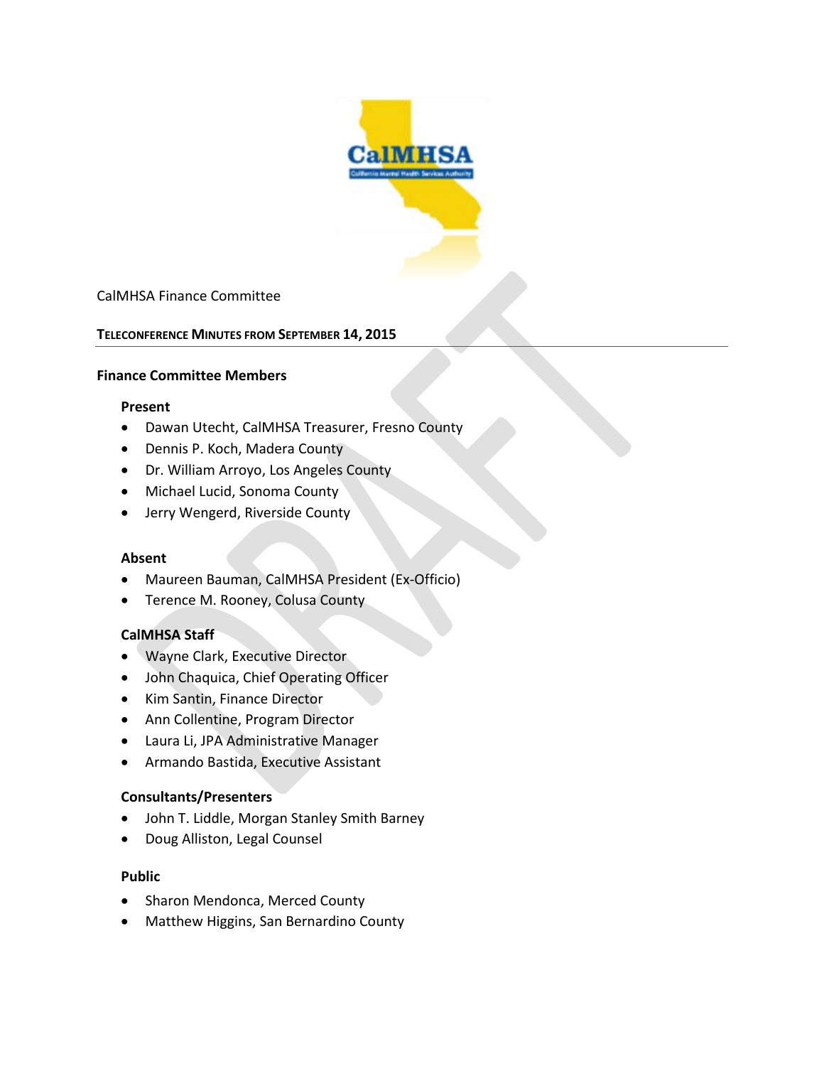CalMHSA Finance Committee

## TELECONFERENCE MINUTES FROM SEPTEMBER 14, 2015

### Finance Committee Members

**Present**

- Dawan Utecht, CalMHSA Treasurer, Fresno County
- Dennis P. Koch, Madera County
- Dr. William Arroyo, Los Angeles County
- Michael Lucid, Sonoma County
- Jerry Wengerd, Riverside County

**Absent**

- Maureen Bauman, CalMHSA President (Ex-Officio)
- Terence M. Rooney, Colusa County

**CalMHSA Staff**

- Wayne Clark, Executive Director
- John Chaquica, Chief Operating Officer
- Kim Santin, Finance Director
- Ann Collentine, Program Director
- Laura Li, JPA Administrative Manager
- Armando Bastida, Executive Assistant

**Consultants/Presenters**

- John T. Liddle, Morgan Stanley Smith Barney
- Doug Alliston, Legal Counsel

**Public**

- Sharon Mendonca, Merced County
- Matthew Higgins, San Bernardino County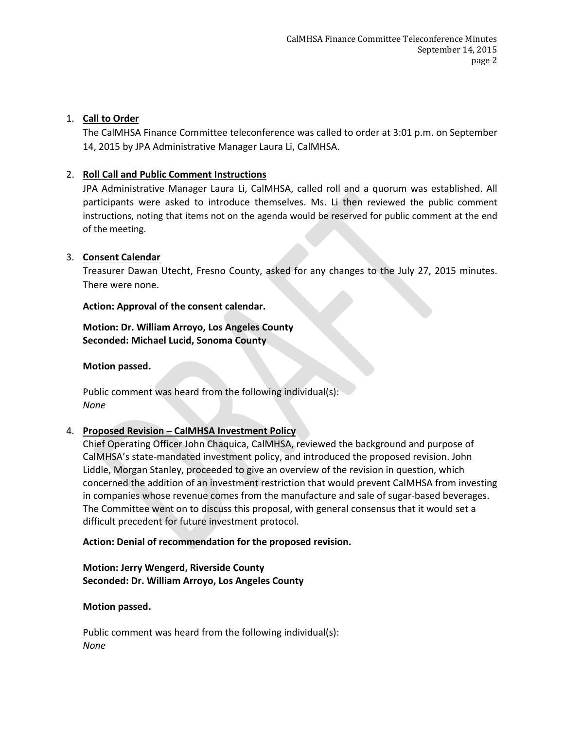1. **Call to Order**

   The CalMHSA Finance Committee teleconference was called to order at 3:01 p.m. on September 14, 2015 by JPA Administrative Manager Laura Li, CalMHSA.

2. **Roll Call and Public Comment Instructions**

   JPA Administrative Manager Laura Li, CalMHSA, called roll and a quorum was established. All participants were asked to introduce themselves. Ms. Li then reviewed the public comment instructions, noting that items not on the agenda would be reserved for public comment at the end of the meeting.

3. **Consent Calendar**

   Treasurer Dawan Utecht, Fresno County, asked for any changes to the July 27, 2015 minutes. There were none.

   **Action: Approval of the consent calendar.**

   **Motion: Dr. William Arroyo, Los Angeles County**
   **Seconded: Michael Lucid, Sonoma County**

   **Motion passed.**

   Public comment was heard from the following individual(s):
   *None*

4. **Proposed Revision – CalMHSA Investment Policy**

   Chief Operating Officer John Chaquica, CalMHSA, reviewed the background and purpose of CalMHSA's state-mandated investment policy, and introduced the proposed revision. John Liddle, Morgan Stanley, proceeded to give an overview of the revision in question, which concerned the addition of an investment restriction that would prevent CalMHSA from investing in companies whose revenue comes from the manufacture and sale of sugar-based beverages. The Committee went on to discuss this proposal, with general consensus that it would set a difficult precedent for future investment protocol.

   **Action: Denial of recommendation for the proposed revision.**

   **Motion: Jerry Wengerd, Riverside County**
   **Seconded: Dr. William Arroyo, Los Angeles County**

   **Motion passed.**

   Public comment was heard from the following individual(s):
   *None*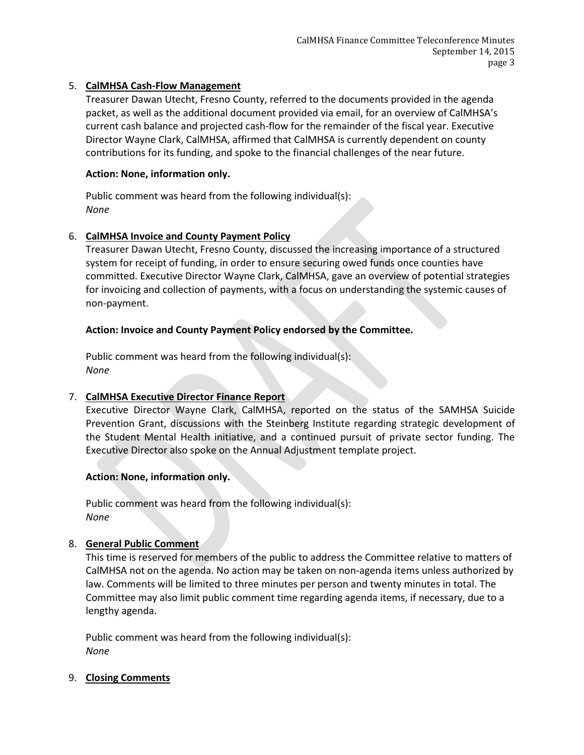5. **CalMHSA Cash-Flow Management**

   Treasurer Dawan Utecht, Fresno County, referred to the documents provided in the agenda packet, as well as the additional document provided via email, for an overview of CalMHSA's current cash balance and projected cash-flow for the remainder of the fiscal year. Executive Director Wayne Clark, CalMHSA, affirmed that CalMHSA is currently dependent on county contributions for its funding, and spoke to the financial challenges of the near future.

   **Action: None, information only.**

   Public comment was heard from the following individual(s):
   *None*

6. **CalMHSA Invoice and County Payment Policy**

   Treasurer Dawan Utecht, Fresno County, discussed the increasing importance of a structured system for receipt of funding, in order to ensure securing owed funds once counties have committed. Executive Director Wayne Clark, CalMHSA, gave an overview of potential strategies for invoicing and collection of payments, with a focus on understanding the systemic causes of non-payment.

   **Action: Invoice and County Payment Policy endorsed by the Committee.**

   Public comment was heard from the following individual(s):
   *None*

7. **CalMHSA Executive Director Finance Report**

   Executive Director Wayne Clark, CalMHSA, reported on the status of the SAMHSA Suicide Prevention Grant, discussions with the Steinberg Institute regarding strategic development of the Student Mental Health initiative, and a continued pursuit of private sector funding. The Executive Director also spoke on the Annual Adjustment template project.

   **Action: None, information only.**

   Public comment was heard from the following individual(s):
   *None*

8. **General Public Comment**

   This time is reserved for members of the public to address the Committee relative to matters of CalMHSA not on the agenda. No action may be taken on non-agenda items unless authorized by law. Comments will be limited to three minutes per person and twenty minutes in total. The Committee may also limit public comment time regarding agenda items, if necessary, due to a lengthy agenda.

   Public comment was heard from the following individual(s):
   *None*

9. **Closing Comments**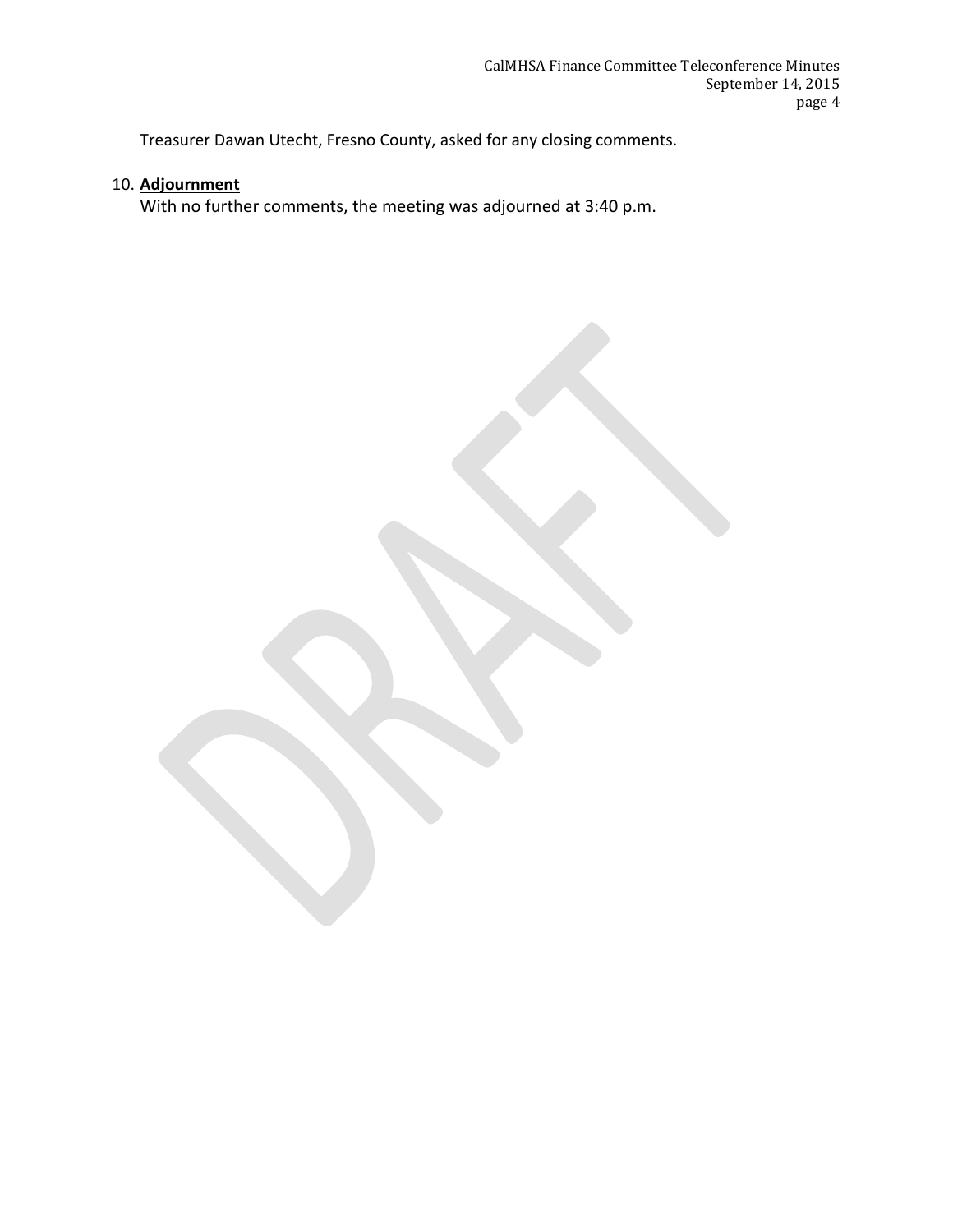Treasurer Dawan Utecht, Fresno County, asked for any closing comments.

10. **Adjournment**

    With no further comments, the meeting was adjourned at 3:40 p.m.